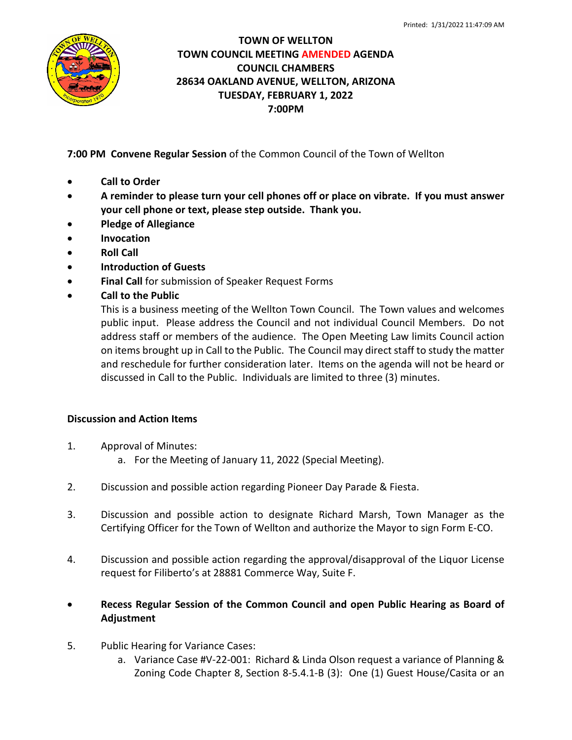Printed: 1/31/2022 11:47:09 AM

# TOWN OF WELLTON
## TOWN COUNCIL MEETING AMENDED AGENDA
## COUNCIL CHAMBERS
## 28634 OAKLAND AVENUE, WELLTON, ARIZONA
## TUESDAY, FEBRUARY 1, 2022
## 7:00PM

**7:00 PM Convene Regular Session** of the Common Council of the Town of Wellton

- **Call to Order**
- **A reminder to please turn your cell phones off or place on vibrate. If you must answer your cell phone or text, please step outside. Thank you.**
- **Pledge of Allegiance**
- **Invocation**
- **Roll Call**
- **Introduction of Guests**
- **Final Call** for submission of Speaker Request Forms
- **Call to the Public**

  This is a business meeting of the Wellton Town Council. The Town values and welcomes public input. Please address the Council and not individual Council Members. Do not address staff or members of the audience. The Open Meeting Law limits Council action on items brought up in Call to the Public. The Council may direct staff to study the matter and reschedule for further consideration later. Items on the agenda will not be heard or discussed in Call to the Public. Individuals are limited to three (3) minutes.

**Discussion and Action Items**

1. Approval of Minutes:
   a. For the Meeting of January 11, 2022 (Special Meeting).

2. Discussion and possible action regarding Pioneer Day Parade & Fiesta.

3. Discussion and possible action to designate Richard Marsh, Town Manager as the Certifying Officer for the Town of Wellton and authorize the Mayor to sign Form E-CO.

4. Discussion and possible action regarding the approval/disapproval of the Liquor License request for Filiberto's at 28881 Commerce Way, Suite F.

- **Recess Regular Session of the Common Council and open Public Hearing as Board of Adjustment**

5. Public Hearing for Variance Cases:
   a. Variance Case #V-22-001: Richard & Linda Olson request a variance of Planning & Zoning Code Chapter 8, Section 8-5.4.1-B (3): One (1) Guest House/Casita or an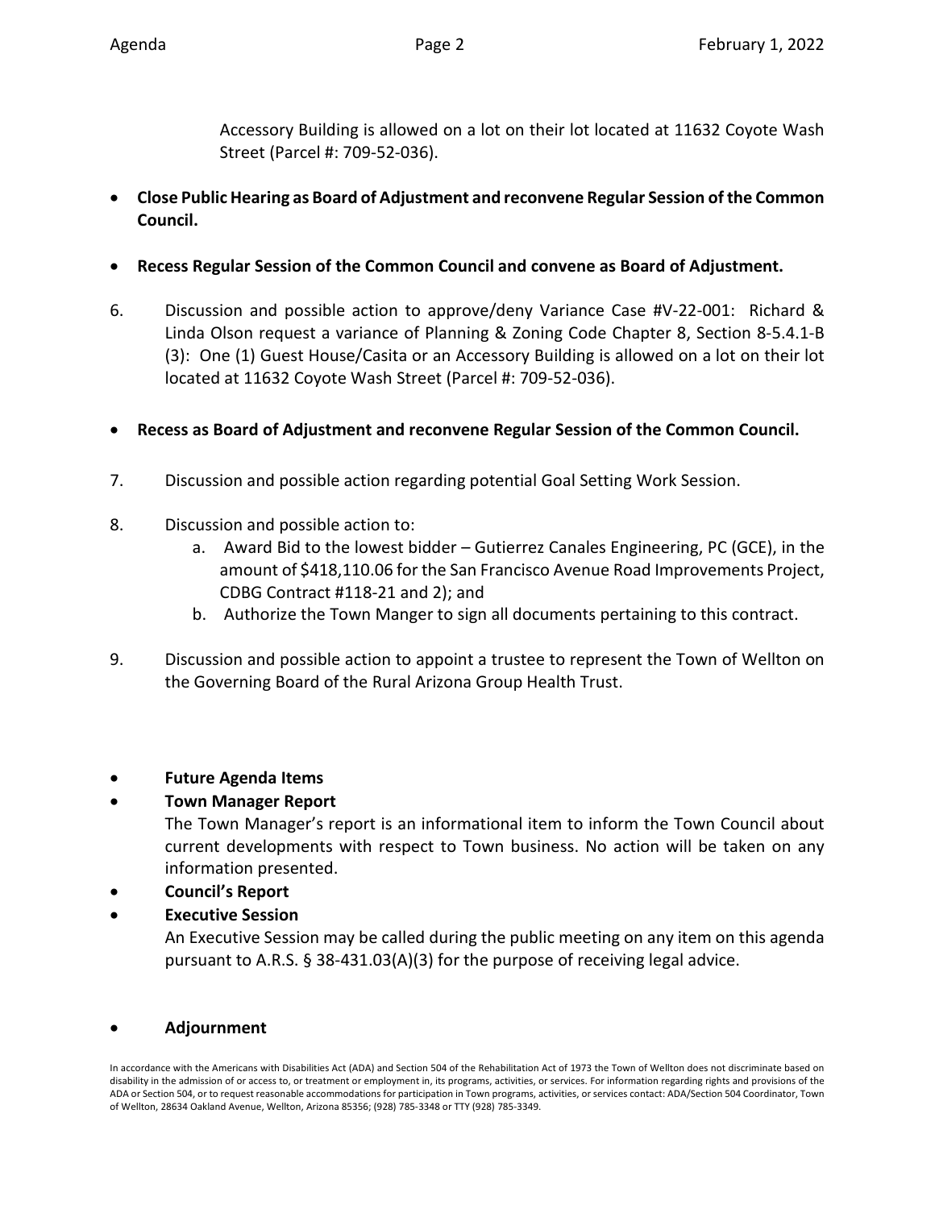Accessory Building is allowed on a lot on their lot located at 11632 Coyote Wash Street (Parcel #: 709-52-036).

- **Close Public Hearing as Board of Adjustment and reconvene Regular Session of the Common Council.**

- **Recess Regular Session of the Common Council and convene as Board of Adjustment.**

6. Discussion and possible action to approve/deny Variance Case #V-22-001: Richard & Linda Olson request a variance of Planning & Zoning Code Chapter 8, Section 8-5.4.1-B (3): One (1) Guest House/Casita or an Accessory Building is allowed on a lot on their lot located at 11632 Coyote Wash Street (Parcel #: 709-52-036).

- **Recess as Board of Adjustment and reconvene Regular Session of the Common Council.**

7. Discussion and possible action regarding potential Goal Setting Work Session.

8. Discussion and possible action to:
   a. Award Bid to the lowest bidder – Gutierrez Canales Engineering, PC (GCE), in the amount of $418,110.06 for the San Francisco Avenue Road Improvements Project, CDBG Contract #118-21 and 2); and
   b. Authorize the Town Manger to sign all documents pertaining to this contract.

9. Discussion and possible action to appoint a trustee to represent the Town of Wellton on the Governing Board of the Rural Arizona Group Health Trust.

- **Future Agenda Items**
- **Town Manager Report**
  The Town Manager's report is an informational item to inform the Town Council about current developments with respect to Town business. No action will be taken on any information presented.
- **Council's Report**
- **Executive Session**
  An Executive Session may be called during the public meeting on any item on this agenda pursuant to A.R.S. § 38-431.03(A)(3) for the purpose of receiving legal advice.

- **Adjournment**

In accordance with the Americans with Disabilities Act (ADA) and Section 504 of the Rehabilitation Act of 1973 the Town of Wellton does not discriminate based on disability in the admission of or access to, or treatment or employment in, its programs, activities, or services. For information regarding rights and provisions of the ADA or Section 504, or to request reasonable accommodations for participation in Town programs, activities, or services contact: ADA/Section 504 Coordinator, Town of Wellton, 28634 Oakland Avenue, Wellton, Arizona 85356; (928) 785-3348 or TTY (928) 785-3349.